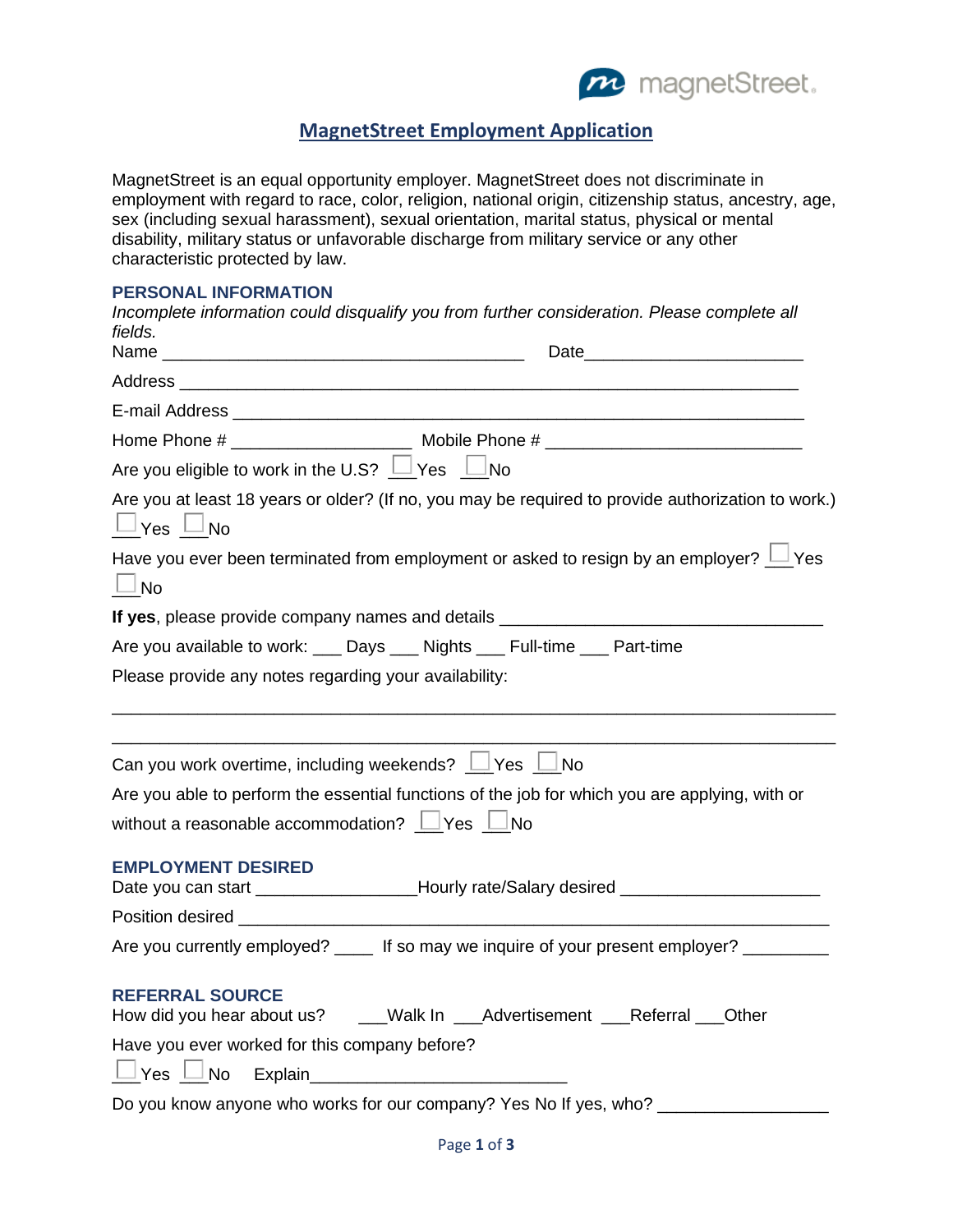magnetStreet.

# MagnetStreet Employment Application

MagnetStreet is an equal opportunity employer. MagnetStreet does not discriminate in employment with regard to race, color, religion, national origin, citizenship status, ancestry, age, sex (including sexual harassment), sexual orientation, marital status, physical or mental disability, military status or unfavorable discharge from military service or any other characteristic protected by law.

## PERSONAL INFORMATION

*Incomplete information could disqualify you from further consideration. Please complete all fields.*

Name ________________________________________ Date______________________

Address ______________________________________________________________

E-mail Address ________________________________________________________

Home Phone # ____________________ Mobile Phone # ____________________________

Are you eligible to work in the U.S? ☐ Yes ☐ No

Are you at least 18 years or older? (If no, you may be required to provide authorization to work.)
☐ Yes ☐ No

Have you ever been terminated from employment or asked to resign by an employer? ☐ Yes ☐ No

**If yes**, please provide company names and details ___________________________________

Are you available to work: ___ Days ___ Nights ___ Full-time ___ Part-time

Please provide any notes regarding your availability:

________________________________________________________________________

________________________________________________________________________

Can you work overtime, including weekends? ☐ Yes ☐ No

Are you able to perform the essential functions of the job for which you are applying, with or without a reasonable accommodation? ☐ Yes ☐ No

## EMPLOYMENT DESIRED

Date you can start _________________Hourly rate/Salary desired _____________________

Position desired ______________________________________________________________

Are you currently employed? ____ If so may we inquire of your present employer? _________

## REFERRAL SOURCE

How did you hear about us? ___Walk In ___Advertisement ___Referral ___Other

Have you ever worked for this company before?
☐ Yes ☐ No Explain___________________________

Do you know anyone who works for our company? Yes No If yes, who? __________________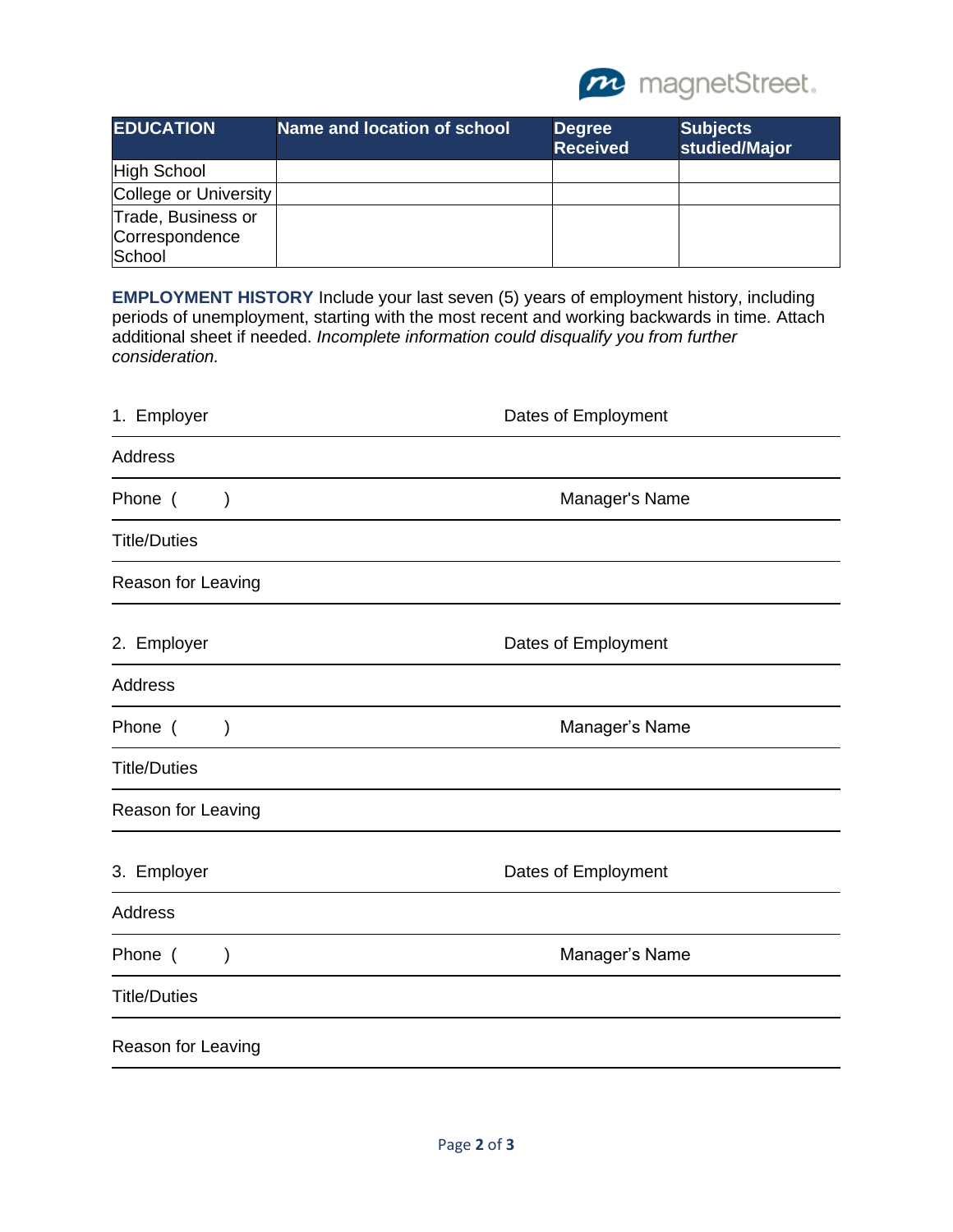| EDUCATION | Name and location of school | Degree Received | Subjects studied/Major |
|---|---|---|---|
| High School | | | |
| College or University | | | |
| Trade, Business or Correspondence School | | | |

**EMPLOYMENT HISTORY** Include your last seven (5) years of employment history, including periods of unemployment, starting with the most recent and working backwards in time. Attach additional sheet if needed. *Incomplete information could disqualify you from further consideration.*

1. Employer Dates of Employment

Address

Phone ( ) Manager's Name

Title/Duties

Reason for Leaving

2. Employer Dates of Employment

Address

Phone ( ) Manager's Name

Title/Duties

Reason for Leaving

3. Employer Dates of Employment

Address

Phone ( ) Manager's Name

Title/Duties

Reason for Leaving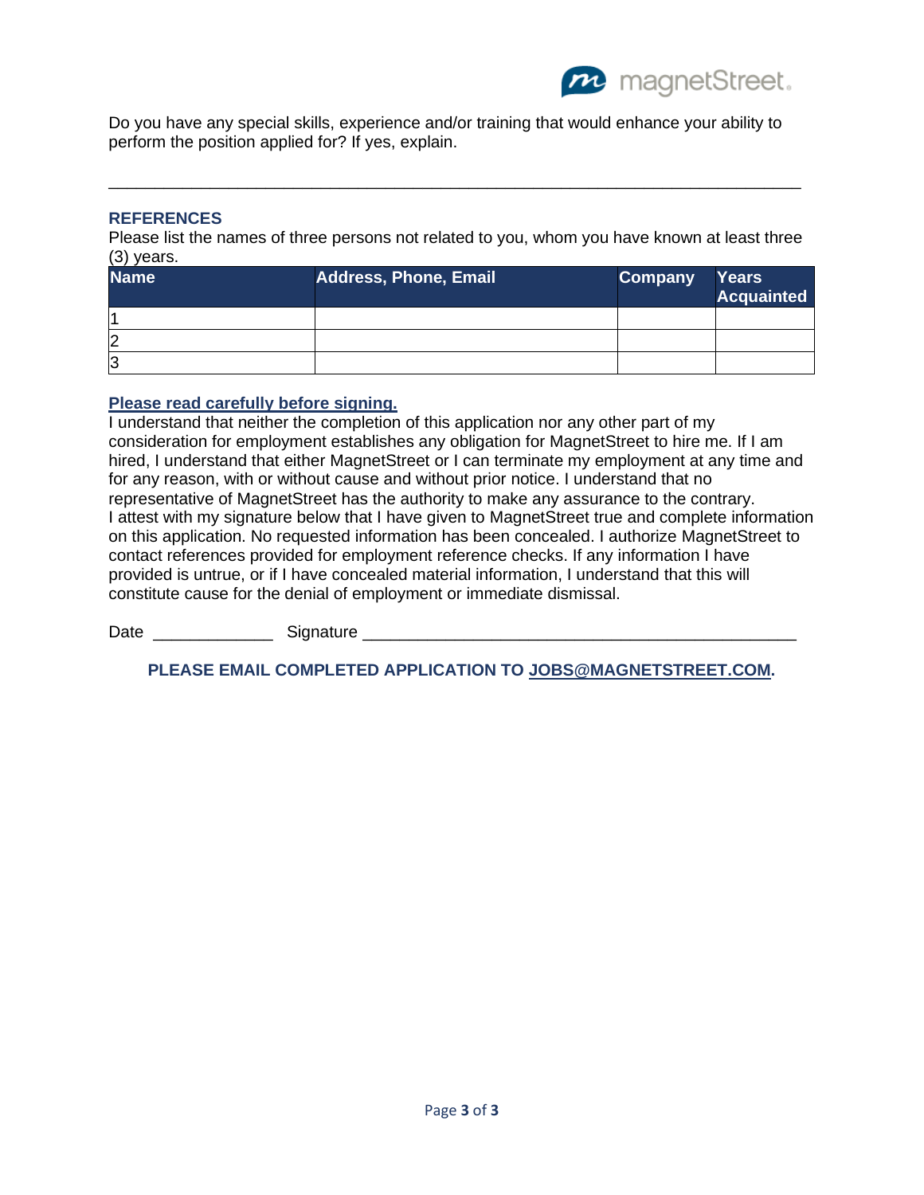Do you have any special skills, experience and/or training that would enhance your ability to perform the position applied for? If yes, explain.

_____________________________________________________________________________

## REFERENCES

Please list the names of three persons not related to you, whom you have known at least three (3) years.

| Name | Address, Phone, Email | Company | Years Acquainted |
|---|---|---|---|
| 1 | | | |
| 2 | | | |
| 3 | | | |

**Please read carefully before signing.**

I understand that neither the completion of this application nor any other part of my consideration for employment establishes any obligation for MagnetStreet to hire me. If I am hired, I understand that either MagnetStreet or I can terminate my employment at any time and for any reason, with or without cause and without prior notice. I understand that no representative of MagnetStreet has the authority to make any assurance to the contrary. I attest with my signature below that I have given to MagnetStreet true and complete information on this application. No requested information has been concealed. I authorize MagnetStreet to contact references provided for employment reference checks. If any information I have provided is untrue, or if I have concealed material information, I understand that this will constitute cause for the denial of employment or immediate dismissal.

Date _____________ Signature ________________________________________________

**PLEASE EMAIL COMPLETED APPLICATION TO JOBS@MAGNETSTREET.COM.**